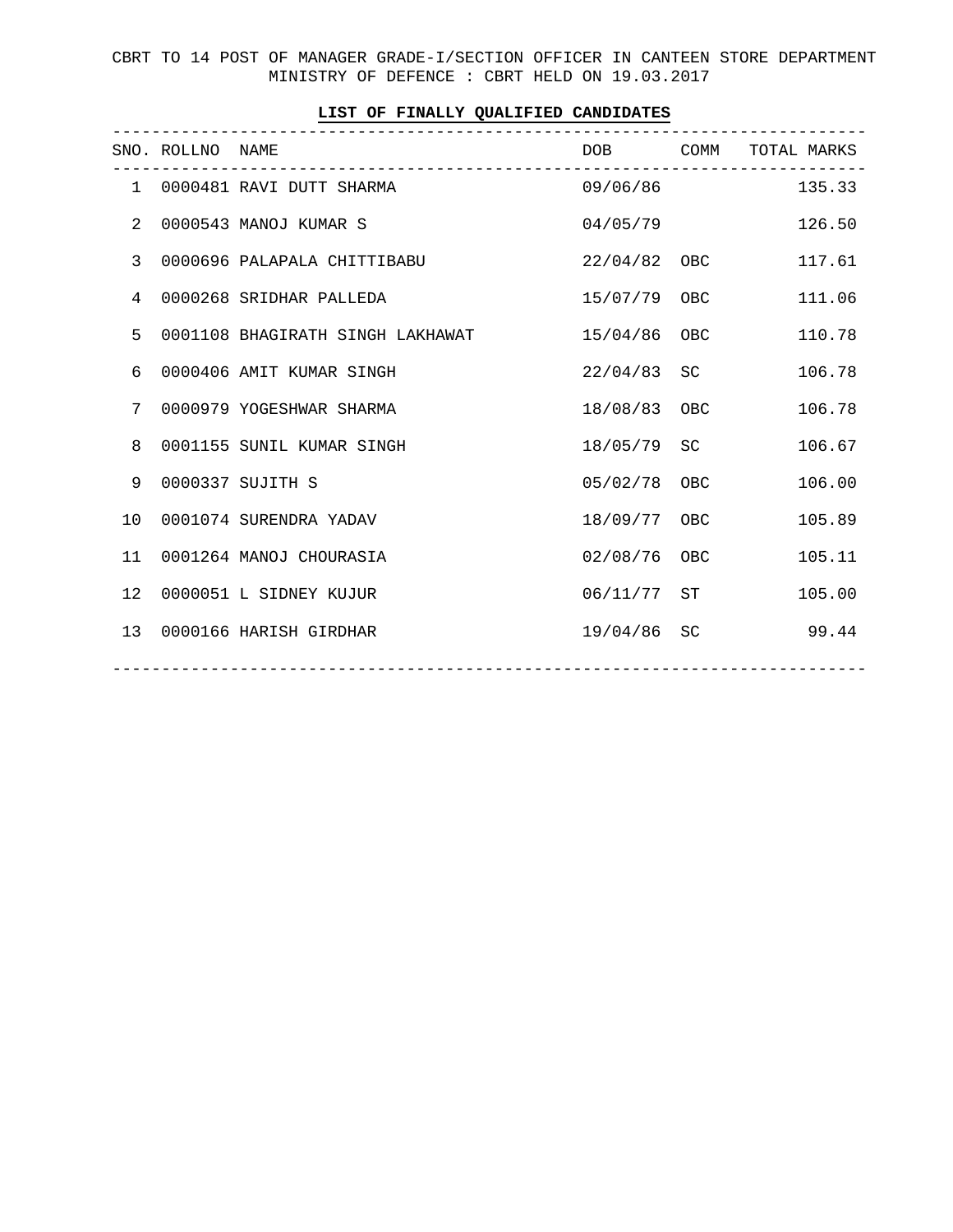CBRT TO 14 POST OF MANAGER GRADE-I/SECTION OFFICER IN CANTEEN STORE DEPARTMENT
MINISTRY OF DEFENCE : CBRT HELD ON 19.03.2017

**LIST OF FINALLY QUALIFIED CANDIDATES**

| SNO. | ROLLNO | NAME | DOB | COMM | TOTAL MARKS |
|---|---|---|---|---|---|
| 1 | 0000481 | RAVI DUTT SHARMA | 09/06/86 | | 135.33 |
| 2 | 0000543 | MANOJ KUMAR S | 04/05/79 | | 126.50 |
| 3 | 0000696 | PALAPALA CHITTIBABU | 22/04/82 | OBC | 117.61 |
| 4 | 0000268 | SRIDHAR PALLEDA | 15/07/79 | OBC | 111.06 |
| 5 | 0001108 | BHAGIRATH SINGH LAKHAWAT | 15/04/86 | OBC | 110.78 |
| 6 | 0000406 | AMIT KUMAR SINGH | 22/04/83 | SC | 106.78 |
| 7 | 0000979 | YOGESHWAR SHARMA | 18/08/83 | OBC | 106.78 |
| 8 | 0001155 | SUNIL KUMAR SINGH | 18/05/79 | SC | 106.67 |
| 9 | 0000337 | SUJITH S | 05/02/78 | OBC | 106.00 |
| 10 | 0001074 | SURENDRA YADAV | 18/09/77 | OBC | 105.89 |
| 11 | 0001264 | MANOJ CHOURASIA | 02/08/76 | OBC | 105.11 |
| 12 | 0000051 | L SIDNEY KUJUR | 06/11/77 | ST | 105.00 |
| 13 | 0000166 | HARISH GIRDHAR | 19/04/86 | SC | 99.44 |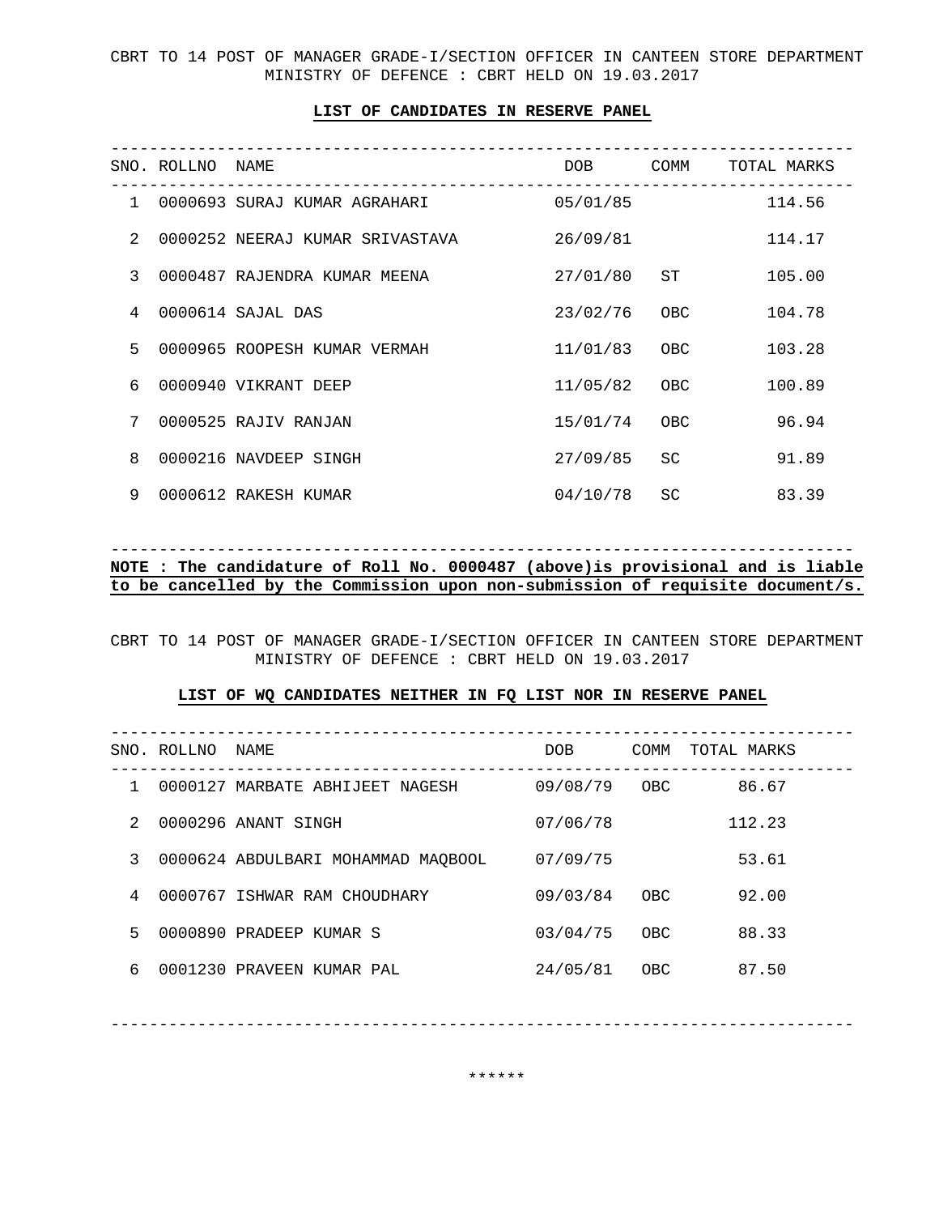CBRT TO 14 POST OF MANAGER GRADE-I/SECTION OFFICER IN CANTEEN STORE DEPARTMENT MINISTRY OF DEFENCE : CBRT HELD ON 19.03.2017

## LIST OF CANDIDATES IN RESERVE PANEL

| SNO. | ROLLNO | NAME | DOB | COMM | TOTAL MARKS |
|---|---|---|---|---|---|
| 1 | 0000693 | SURAJ KUMAR AGRAHARI | 05/01/85 | | 114.56 |
| 2 | 0000252 | NEERAJ KUMAR SRIVASTAVA | 26/09/81 | | 114.17 |
| 3 | 0000487 | RAJENDRA KUMAR MEENA | 27/01/80 | ST | 105.00 |
| 4 | 0000614 | SAJAL DAS | 23/02/76 | OBC | 104.78 |
| 5 | 0000965 | ROOPESH KUMAR VERMAH | 11/01/83 | OBC | 103.28 |
| 6 | 0000940 | VIKRANT DEEP | 11/05/82 | OBC | 100.89 |
| 7 | 0000525 | RAJIV RANJAN | 15/01/74 | OBC | 96.94 |
| 8 | 0000216 | NAVDEEP SINGH | 27/09/85 | SC | 91.89 |
| 9 | 0000612 | RAKESH KUMAR | 04/10/78 | SC | 83.39 |

**NOTE : The candidature of Roll No. 0000487 (above)is provisional and is liable to be cancelled by the Commission upon non-submission of requisite document/s.**

CBRT TO 14 POST OF MANAGER GRADE-I/SECTION OFFICER IN CANTEEN STORE DEPARTMENT MINISTRY OF DEFENCE : CBRT HELD ON 19.03.2017

## LIST OF WQ CANDIDATES NEITHER IN FQ LIST NOR IN RESERVE PANEL

| SNO. | ROLLNO | NAME | DOB | COMM | TOTAL MARKS |
|---|---|---|---|---|---|
| 1 | 0000127 | MARBATE ABHIJEET NAGESH | 09/08/79 | OBC | 86.67 |
| 2 | 0000296 | ANANT SINGH | 07/06/78 | | 112.23 |
| 3 | 0000624 | ABDULBARI MOHAMMAD MAQBOOL | 07/09/75 | | 53.61 |
| 4 | 0000767 | ISHWAR RAM CHOUDHARY | 09/03/84 | OBC | 92.00 |
| 5 | 0000890 | PRADEEP KUMAR S | 03/04/75 | OBC | 88.33 |
| 6 | 0001230 | PRAVEEN KUMAR PAL | 24/05/81 | OBC | 87.50 |

******